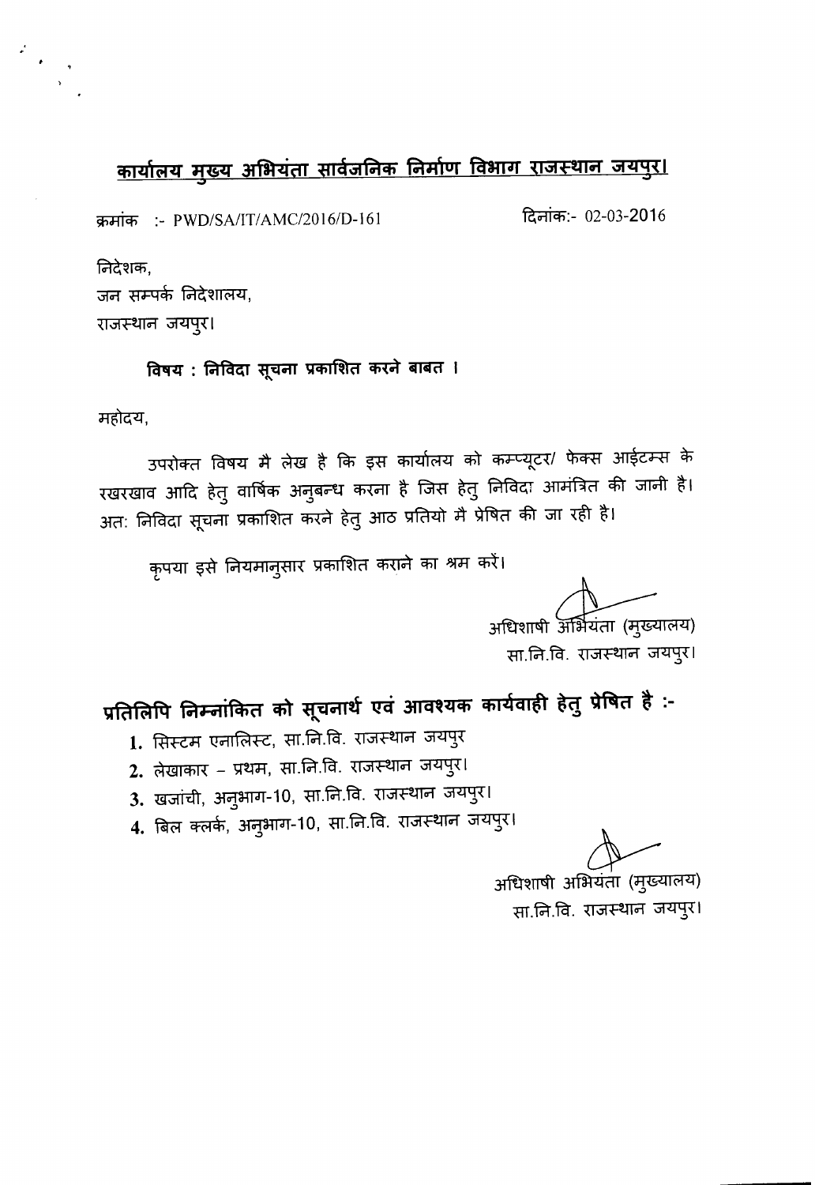## कार्यालय मुख्य अभियंता सार्वजनिक निर्माण विभाग राजस्थान जयपुर।

क्रमांक :- PWD/SA/IT/AMC/2016/D-161 दिनांक:- 02-03-2016

निदेशक,
जन सम्पर्क निदेशालय,
राजस्थान जयपुर।

**विषय : निविदा सूचना प्रकाशित करने बाबत ।**

महोदय,

उपरोक्त विषय मै लेख है कि इस कार्यालय को कम्प्यूटर/ फेक्स आईटम्स के रखरखाव आदि हेतु वार्षिक अनुबन्ध करना है जिस हेतु निविदा आमंत्रित की जानी है। अतः निविदा सूचना प्रकाशित करने हेतु आठ प्रतियो मै प्रेषित की जा रही है।

कृपया इसे नियमानुसार प्रकाशित कराने का श्रम करें।

अधिशाषी अभियंता (मुख्यालय)
सा.नि.वि. राजस्थान जयपुर।

**प्रतिलिपि निम्नांकित को सूचनार्थ एवं आवश्यक कार्यवाही हेतु प्रेषित है :-**

1. सिस्टम एनालिस्ट, सा.नि.वि. राजस्थान जयपुर
2. लेखाकार – प्रथम, सा.नि.वि. राजस्थान जयपुर।
3. खजांची, अनुभाग-10, सा.नि.वि. राजस्थान जयपुर।
4. बिल क्लर्क, अनुभाग-10, सा.नि.वि. राजस्थान जयपुर।

अधिशाषी अभियंता (मुख्यालय)
सा.नि.वि. राजस्थान जयपुर।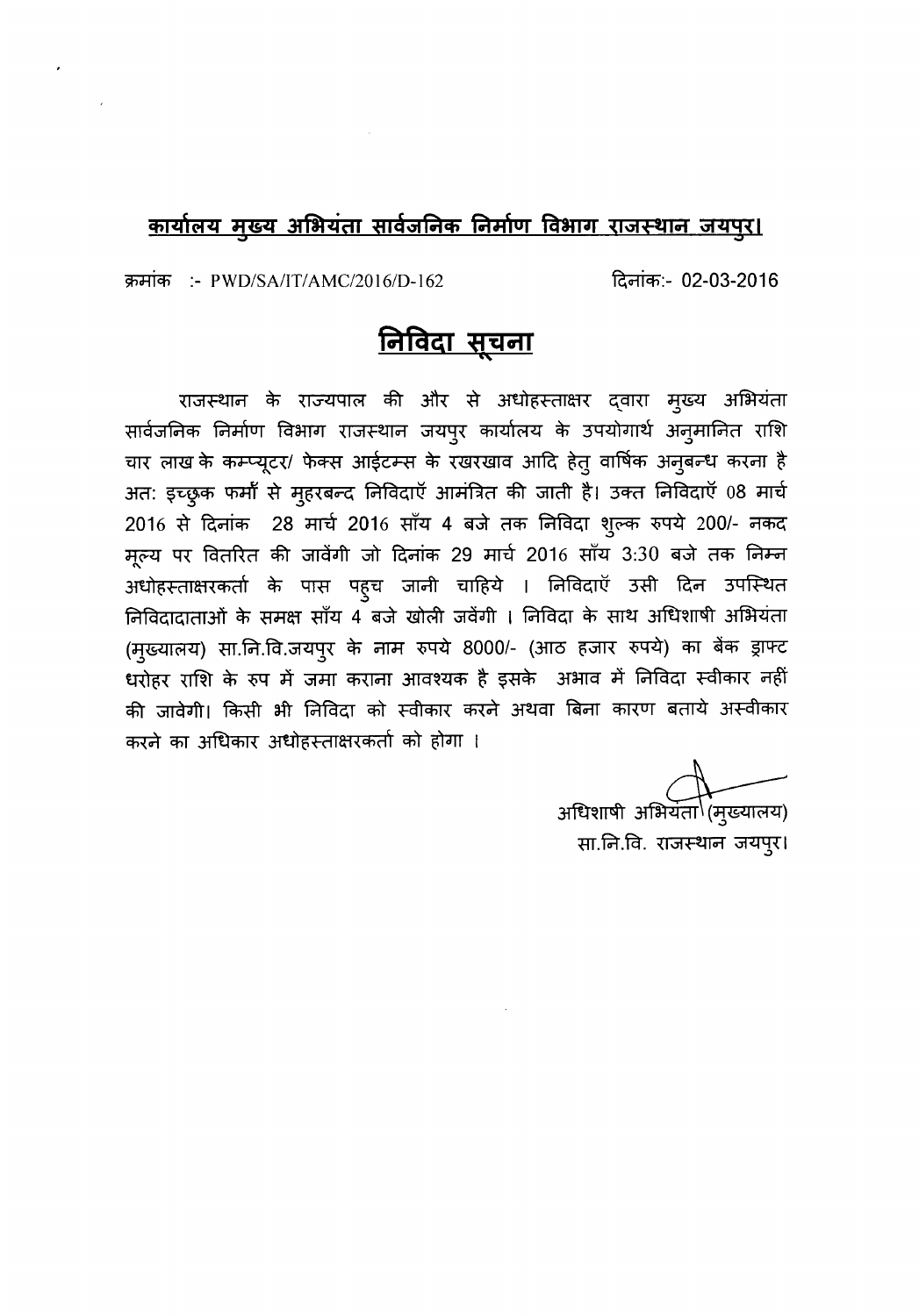**कार्यालय मुख्य अभियंता सार्वजनिक निर्माण विभाग राजस्थान जयपुर।**

क्रमांक :- PWD/SA/IT/AMC/2016/D-162 दिनांक:- 02-03-2016

# निविदा सूचना

राजस्थान के राज्यपाल की ओर से अधोहस्ताक्षर द्वारा मुख्य अभियंता सार्वजनिक निर्माण विभाग राजस्थान जयपुर कार्यालय के उपयोगार्थ अनुमानित राशि चार लाख के कम्प्यूटर/ फेक्स आईटम्स के रखरखाव आदि हेतु वार्षिक अनुबन्ध करना है अत: इच्छुक फर्मों से मुहरबन्द निविदाएँ आमंत्रित की जाती है। उक्त निविदाएँ 08 मार्च 2016 से दिनांक 28 मार्च 2016 साँय 4 बजे तक निविदा शुल्क रुपये 200/- नकद मूल्य पर वितरित की जावेंगी जो दिनांक 29 मार्च 2016 साँय 3:30 बजे तक निम्न अधोहस्ताक्षरकर्ता के पास पहुच जानी चाहिये । निविदाएँ उसी दिन उपस्थित निविदादाताओं के समक्ष साँय 4 बजे खोली जवेंगी । निविदा के साथ अधिशाषी अभियंता (मुख्यालय) सा.नि.वि.जयपुर के नाम रुपये 8000/- (आठ हजार रुपये) का बेंक ड्राफ्ट धरोहर राशि के रुप में जमा कराना आवश्यक है इसके अभाव में निविदा स्वीकार नहीं की जावेगी। किसी भी निविदा को स्वीकार करने अथवा बिना कारण बताये अस्वीकार करने का अधिकार अधोहस्ताक्षरकर्ता को होगा ।

अधिशाषी अभियंता (मुख्यालय)
सा.नि.वि. राजस्थान जयपुर।